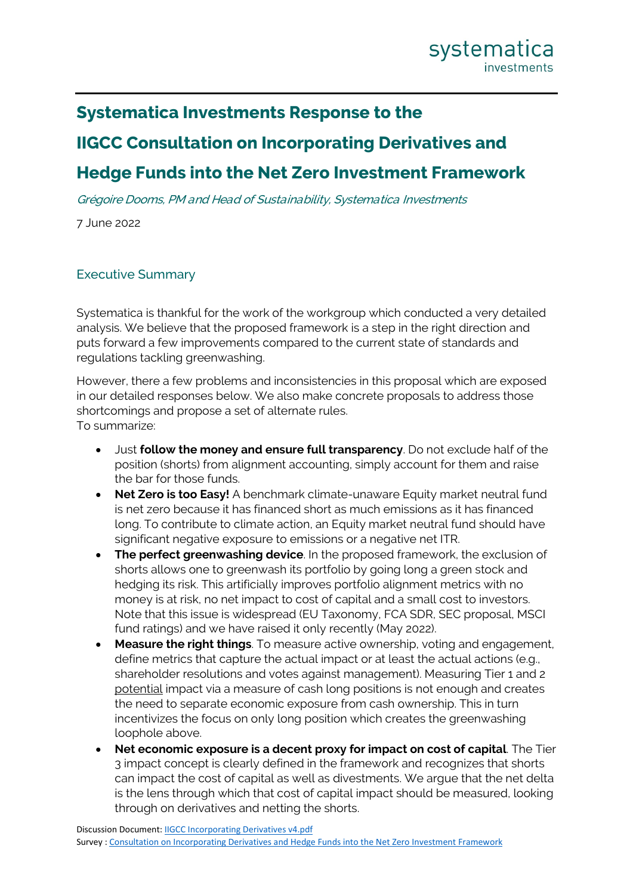# Systematica Investments Response to the IIGCC Consultation on Incorporating Derivatives and Hedge Funds into the Net Zero Investment Framework

*Grégoire Dooms, PM and Head of Sustainability, Systematica Investments*

7 June 2022

## Executive Summary

Systematica is thankful for the work of the workgroup which conducted a very detailed analysis. We believe that the proposed framework is a step in the right direction and puts forward a few improvements compared to the current state of standards and regulations tackling greenwashing.

However, there a few problems and inconsistencies in this proposal which are exposed in our detailed responses below. We also make concrete proposals to address those shortcomings and propose a set of alternate rules.
To summarize:

- Just **follow the money and ensure full transparency**. Do not exclude half of the position (shorts) from alignment accounting, simply account for them and raise the bar for those funds.
- **Net Zero is too Easy!** A benchmark climate-unaware Equity market neutral fund is net zero because it has financed short as much emissions as it has financed long. To contribute to climate action, an Equity market neutral fund should have significant negative exposure to emissions or a negative net ITR.
- **The perfect greenwashing device**. In the proposed framework, the exclusion of shorts allows one to greenwash its portfolio by going long a green stock and hedging its risk. This artificially improves portfolio alignment metrics with no money is at risk, no net impact to cost of capital and a small cost to investors. Note that this issue is widespread (EU Taxonomy, FCA SDR, SEC proposal, MSCI fund ratings) and we have raised it only recently (May 2022).
- **Measure the right things**. To measure active ownership, voting and engagement, define metrics that capture the actual impact or at least the actual actions (e.g., shareholder resolutions and votes against management). Measuring Tier 1 and 2 potential impact via a measure of cash long positions is not enough and creates the need to separate economic exposure from cash ownership. This in turn incentivizes the focus on only long position which creates the greenwashing loophole above.
- **Net economic exposure is a decent proxy for impact on cost of capital**. The Tier 3 impact concept is clearly defined in the framework and recognizes that shorts can impact the cost of capital as well as divestments. We argue that the net delta is the lens through which that cost of capital impact should be measured, looking through on derivatives and netting the shorts.

Discussion Document: IIGCC Incorporating Derivatives v4.pdf
Survey : Consultation on Incorporating Derivatives and Hedge Funds into the Net Zero Investment Framework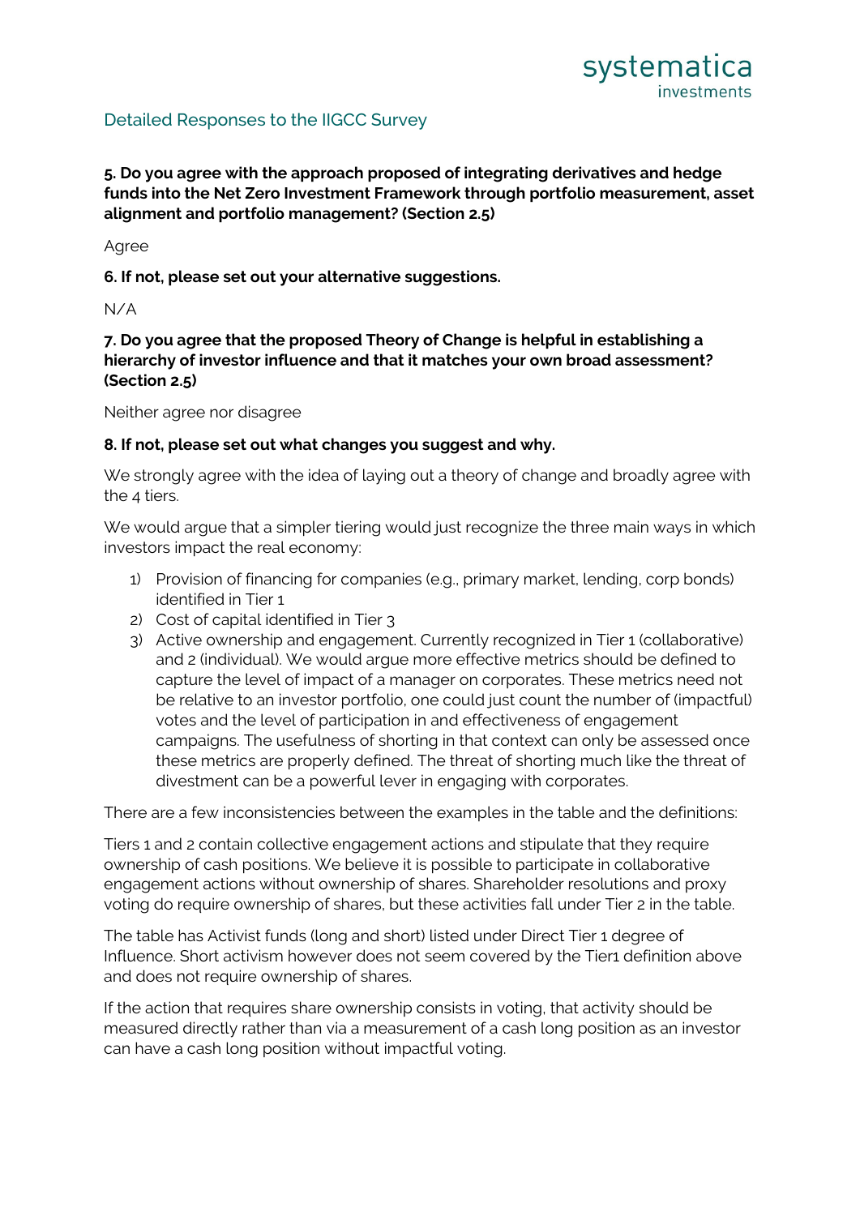## Detailed Responses to the IIGCC Survey

**5. Do you agree with the approach proposed of integrating derivatives and hedge funds into the Net Zero Investment Framework through portfolio measurement, asset alignment and portfolio management? (Section 2.5)**

Agree

**6. If not, please set out your alternative suggestions.**

N/A

**7. Do you agree that the proposed Theory of Change is helpful in establishing a hierarchy of investor influence and that it matches your own broad assessment? (Section 2.5)**

Neither agree nor disagree

**8. If not, please set out what changes you suggest and why.**

We strongly agree with the idea of laying out a theory of change and broadly agree with the 4 tiers.

We would argue that a simpler tiering would just recognize the three main ways in which investors impact the real economy:

1) Provision of financing for companies (e.g., primary market, lending, corp bonds) identified in Tier 1
2) Cost of capital identified in Tier 3
3) Active ownership and engagement. Currently recognized in Tier 1 (collaborative) and 2 (individual). We would argue more effective metrics should be defined to capture the level of impact of a manager on corporates. These metrics need not be relative to an investor portfolio, one could just count the number of (impactful) votes and the level of participation in and effectiveness of engagement campaigns. The usefulness of shorting in that context can only be assessed once these metrics are properly defined. The threat of shorting much like the threat of divestment can be a powerful lever in engaging with corporates.

There are a few inconsistencies between the examples in the table and the definitions:

Tiers 1 and 2 contain collective engagement actions and stipulate that they require ownership of cash positions. We believe it is possible to participate in collaborative engagement actions without ownership of shares. Shareholder resolutions and proxy voting do require ownership of shares, but these activities fall under Tier 2 in the table.

The table has Activist funds (long and short) listed under Direct Tier 1 degree of Influence. Short activism however does not seem covered by the Tier1 definition above and does not require ownership of shares.

If the action that requires share ownership consists in voting, that activity should be measured directly rather than via a measurement of a cash long position as an investor can have a cash long position without impactful voting.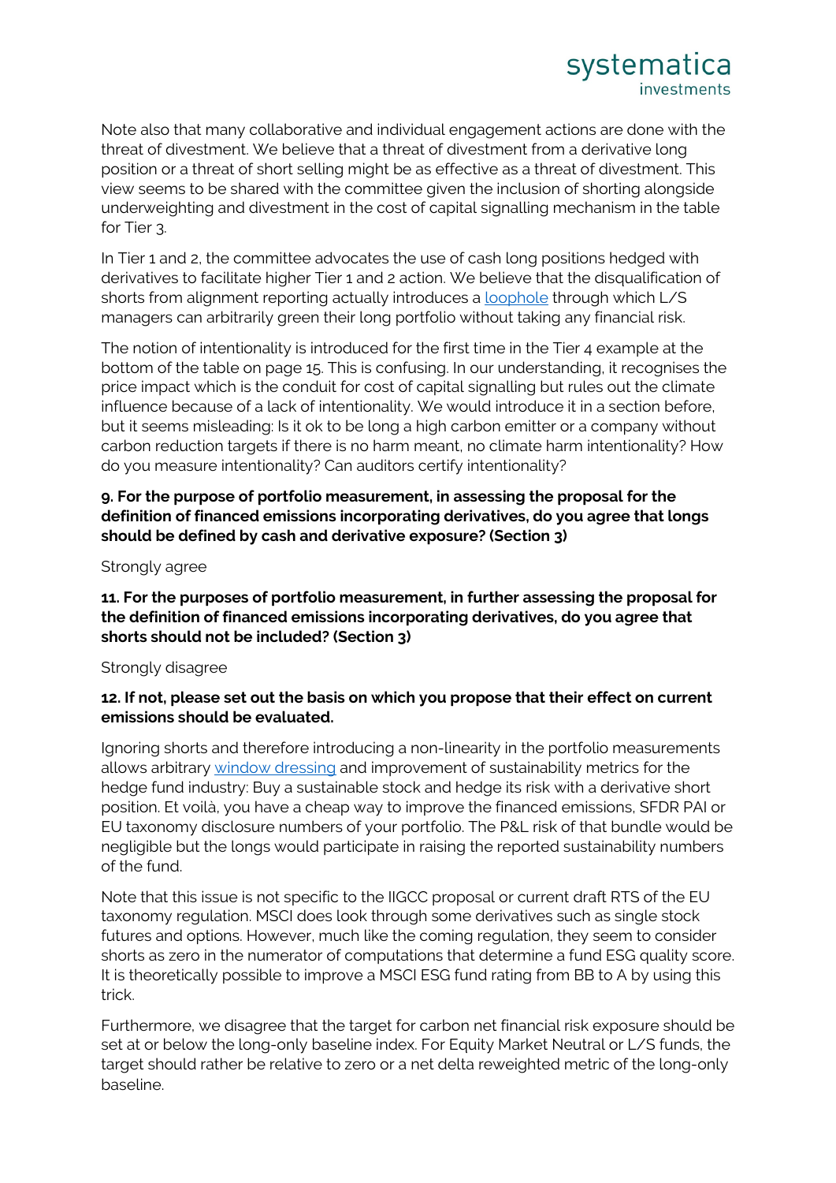Note also that many collaborative and individual engagement actions are done with the threat of divestment. We believe that a threat of divestment from a derivative long position or a threat of short selling might be as effective as a threat of divestment. This view seems to be shared with the committee given the inclusion of shorting alongside underweighting and divestment in the cost of capital signalling mechanism in the table for Tier 3.

In Tier 1 and 2, the committee advocates the use of cash long positions hedged with derivatives to facilitate higher Tier 1 and 2 action. We believe that the disqualification of shorts from alignment reporting actually introduces a loophole through which L/S managers can arbitrarily green their long portfolio without taking any financial risk.

The notion of intentionality is introduced for the first time in the Tier 4 example at the bottom of the table on page 15. This is confusing. In our understanding, it recognises the price impact which is the conduit for cost of capital signalling but rules out the climate influence because of a lack of intentionality. We would introduce it in a section before, but it seems misleading: Is it ok to be long a high carbon emitter or a company without carbon reduction targets if there is no harm meant, no climate harm intentionality? How do you measure intentionality? Can auditors certify intentionality?

**9. For the purpose of portfolio measurement, in assessing the proposal for the definition of financed emissions incorporating derivatives, do you agree that longs should be defined by cash and derivative exposure? (Section 3)**

Strongly agree

**11. For the purposes of portfolio measurement, in further assessing the proposal for the definition of financed emissions incorporating derivatives, do you agree that shorts should not be included? (Section 3)**

Strongly disagree

**12. If not, please set out the basis on which you propose that their effect on current emissions should be evaluated.**

Ignoring shorts and therefore introducing a non-linearity in the portfolio measurements allows arbitrary window dressing and improvement of sustainability metrics for the hedge fund industry: Buy a sustainable stock and hedge its risk with a derivative short position. Et voilà, you have a cheap way to improve the financed emissions, SFDR PAI or EU taxonomy disclosure numbers of your portfolio. The P&L risk of that bundle would be negligible but the longs would participate in raising the reported sustainability numbers of the fund.

Note that this issue is not specific to the IIGCC proposal or current draft RTS of the EU taxonomy regulation. MSCI does look through some derivatives such as single stock futures and options. However, much like the coming regulation, they seem to consider shorts as zero in the numerator of computations that determine a fund ESG quality score. It is theoretically possible to improve a MSCI ESG fund rating from BB to A by using this trick.

Furthermore, we disagree that the target for carbon net financial risk exposure should be set at or below the long-only baseline index. For Equity Market Neutral or L/S funds, the target should rather be relative to zero or a net delta reweighted metric of the long-only baseline.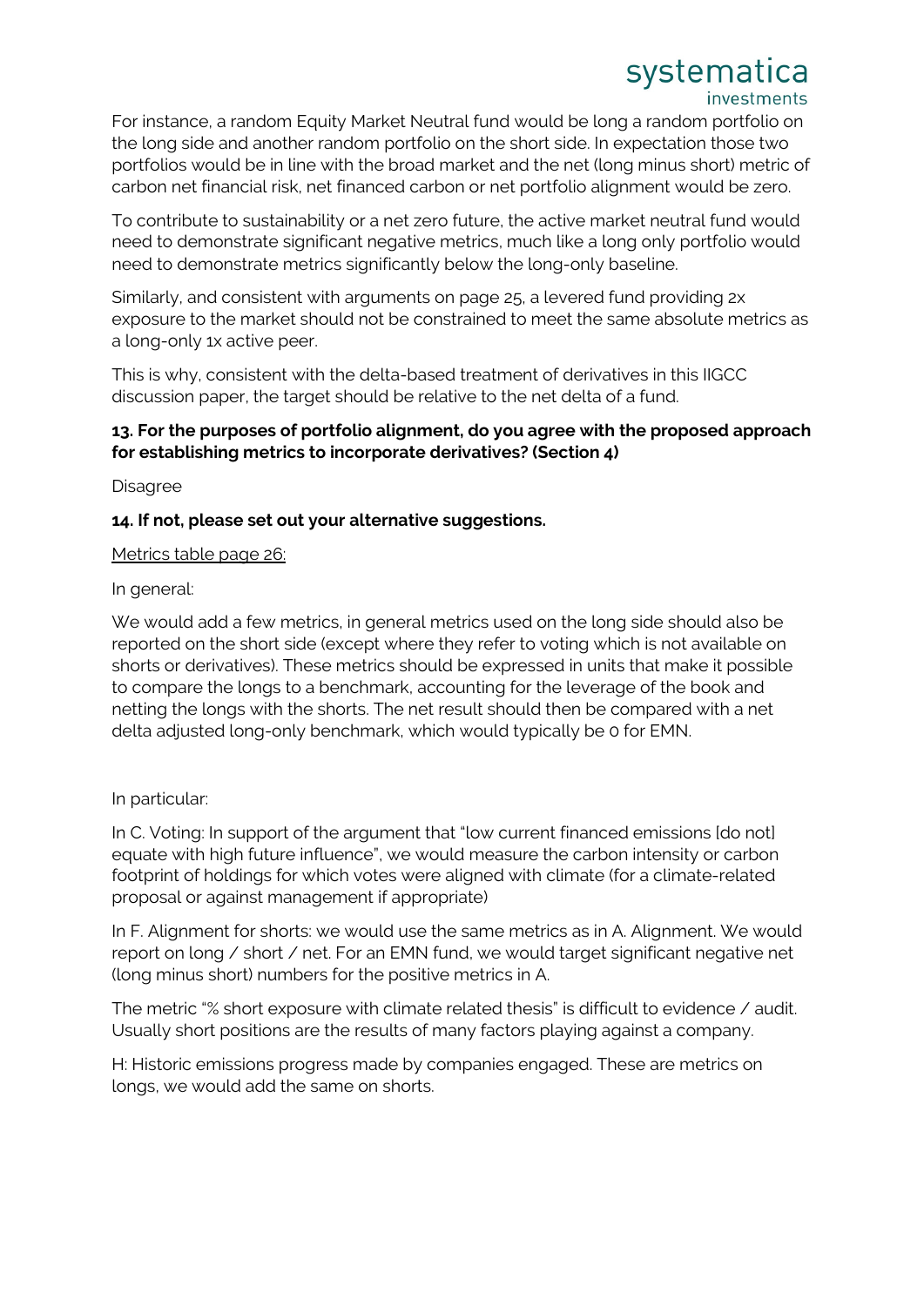For instance, a random Equity Market Neutral fund would be long a random portfolio on the long side and another random portfolio on the short side. In expectation those two portfolios would be in line with the broad market and the net (long minus short) metric of carbon net financial risk, net financed carbon or net portfolio alignment would be zero.

To contribute to sustainability or a net zero future, the active market neutral fund would need to demonstrate significant negative metrics, much like a long only portfolio would need to demonstrate metrics significantly below the long-only baseline.

Similarly, and consistent with arguments on page 25, a levered fund providing 2x exposure to the market should not be constrained to meet the same absolute metrics as a long-only 1x active peer.

This is why, consistent with the delta-based treatment of derivatives in this IIGCC discussion paper, the target should be relative to the net delta of a fund.

**13. For the purposes of portfolio alignment, do you agree with the proposed approach for establishing metrics to incorporate derivatives? (Section 4)**

Disagree

**14. If not, please set out your alternative suggestions.**

<u>Metrics table page 26:</u>

In general:

We would add a few metrics, in general metrics used on the long side should also be reported on the short side (except where they refer to voting which is not available on shorts or derivatives). These metrics should be expressed in units that make it possible to compare the longs to a benchmark, accounting for the leverage of the book and netting the longs with the shorts. The net result should then be compared with a net delta adjusted long-only benchmark, which would typically be 0 for EMN.

In particular:

In C. Voting: In support of the argument that "low current financed emissions [do not] equate with high future influence", we would measure the carbon intensity or carbon footprint of holdings for which votes were aligned with climate (for a climate-related proposal or against management if appropriate)

In F. Alignment for shorts: we would use the same metrics as in A. Alignment. We would report on long / short / net. For an EMN fund, we would target significant negative net (long minus short) numbers for the positive metrics in A.

The metric "% short exposure with climate related thesis" is difficult to evidence / audit. Usually short positions are the results of many factors playing against a company.

H: Historic emissions progress made by companies engaged. These are metrics on longs, we would add the same on shorts.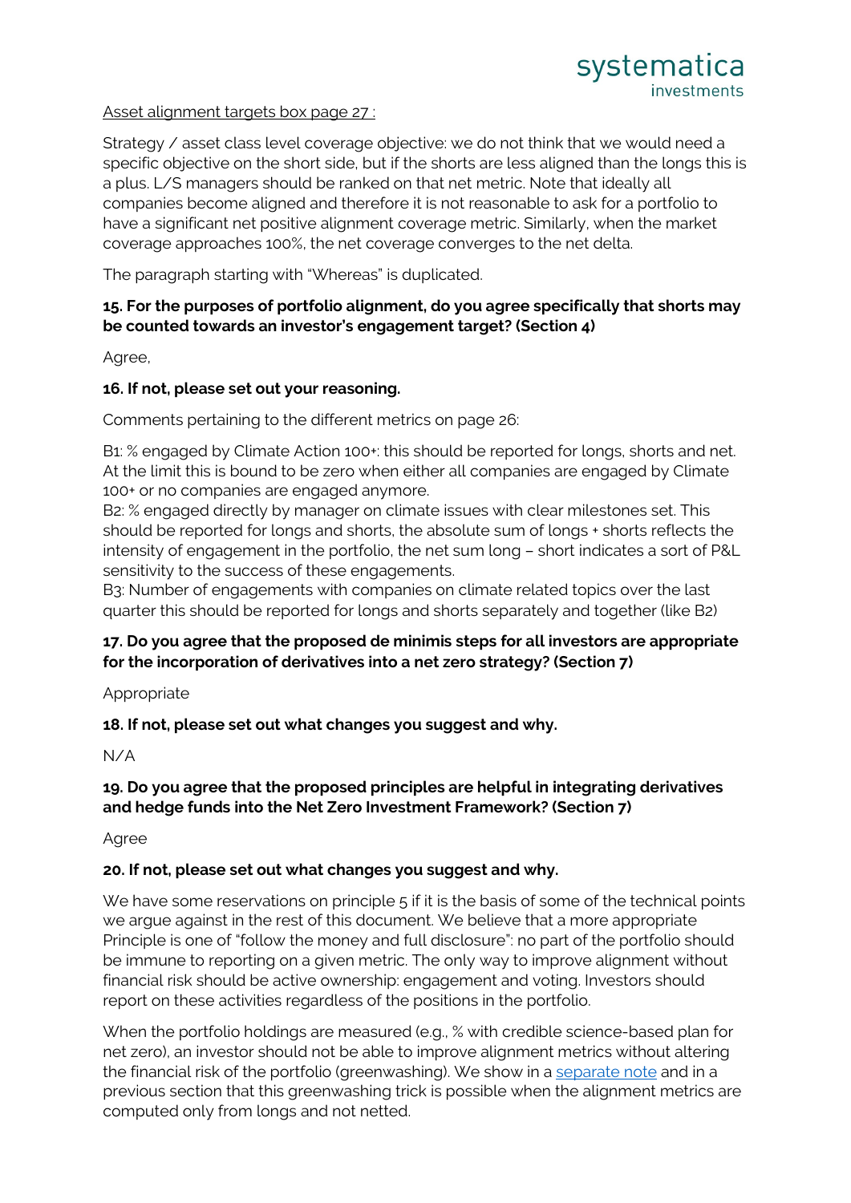Asset alignment targets box page 27 :

Strategy / asset class level coverage objective: we do not think that we would need a specific objective on the short side, but if the shorts are less aligned than the longs this is a plus. L/S managers should be ranked on that net metric. Note that ideally all companies become aligned and therefore it is not reasonable to ask for a portfolio to have a significant net positive alignment coverage metric. Similarly, when the market coverage approaches 100%, the net coverage converges to the net delta.

The paragraph starting with "Whereas" is duplicated.

**15. For the purposes of portfolio alignment, do you agree specifically that shorts may be counted towards an investor's engagement target? (Section 4)**

Agree,

**16. If not, please set out your reasoning.**

Comments pertaining to the different metrics on page 26:

B1: % engaged by Climate Action 100+: this should be reported for longs, shorts and net. At the limit this is bound to be zero when either all companies are engaged by Climate 100+ or no companies are engaged anymore.
B2: % engaged directly by manager on climate issues with clear milestones set. This should be reported for longs and shorts, the absolute sum of longs + shorts reflects the intensity of engagement in the portfolio, the net sum long – short indicates a sort of P&L sensitivity to the success of these engagements.
B3: Number of engagements with companies on climate related topics over the last quarter this should be reported for longs and shorts separately and together (like B2)

**17. Do you agree that the proposed de minimis steps for all investors are appropriate for the incorporation of derivatives into a net zero strategy? (Section 7)**

Appropriate

**18. If not, please set out what changes you suggest and why.**

N/A

**19. Do you agree that the proposed principles are helpful in integrating derivatives and hedge funds into the Net Zero Investment Framework? (Section 7)**

Agree

**20. If not, please set out what changes you suggest and why.**

We have some reservations on principle 5 if it is the basis of some of the technical points we argue against in the rest of this document. We believe that a more appropriate Principle is one of "follow the money and full disclosure": no part of the portfolio should be immune to reporting on a given metric. The only way to improve alignment without financial risk should be active ownership: engagement and voting. Investors should report on these activities regardless of the positions in the portfolio.

When the portfolio holdings are measured (e.g., % with credible science-based plan for net zero), an investor should not be able to improve alignment metrics without altering the financial risk of the portfolio (greenwashing). We show in a separate note and in a previous section that this greenwashing trick is possible when the alignment metrics are computed only from longs and not netted.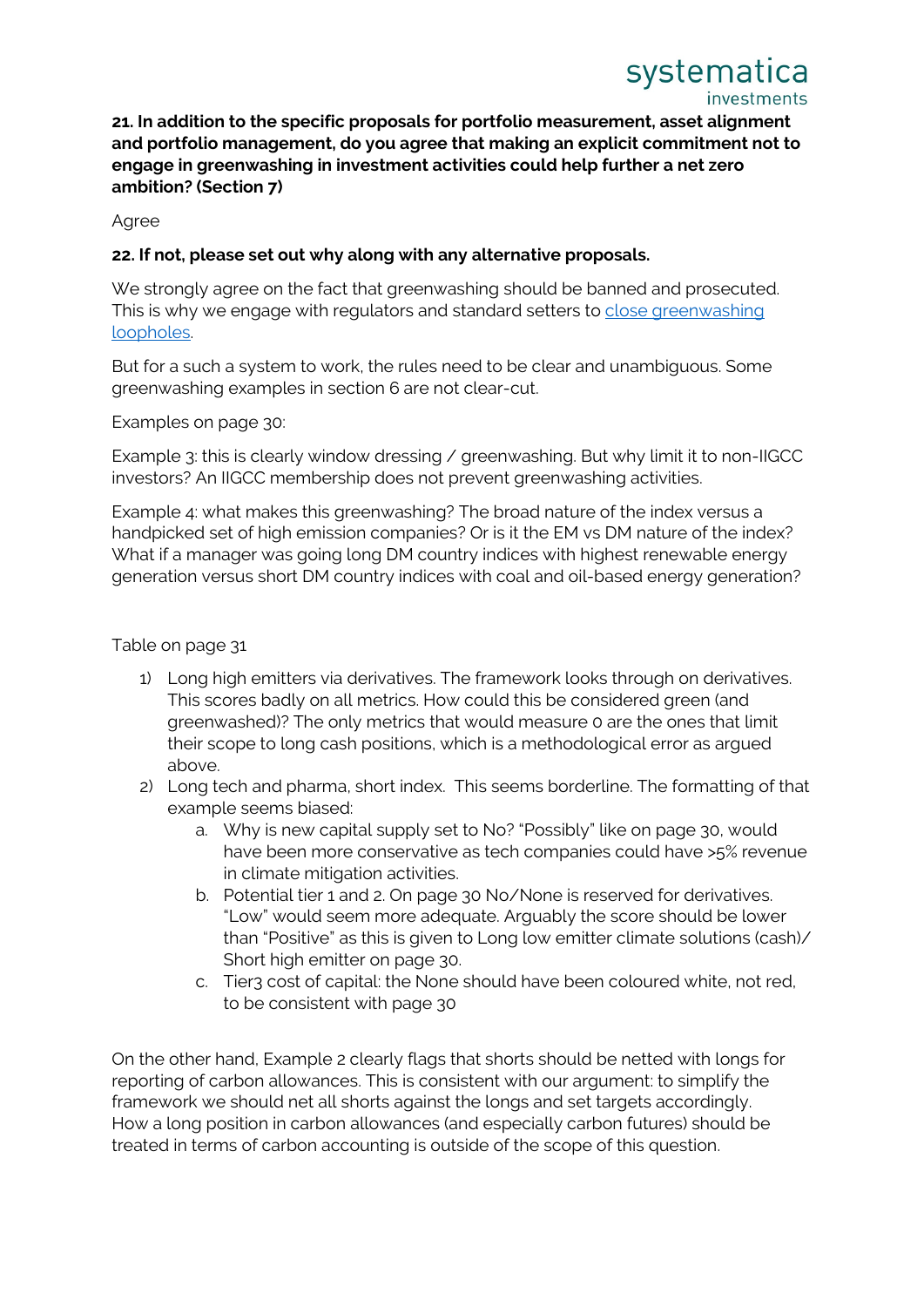**21. In addition to the specific proposals for portfolio measurement, asset alignment and portfolio management, do you agree that making an explicit commitment not to engage in greenwashing in investment activities could help further a net zero ambition? (Section 7)**

Agree

**22. If not, please set out why along with any alternative proposals.**

We strongly agree on the fact that greenwashing should be banned and prosecuted. This is why we engage with regulators and standard setters to close greenwashing loopholes.

But for a such a system to work, the rules need to be clear and unambiguous. Some greenwashing examples in section 6 are not clear-cut.

Examples on page 30:

Example 3: this is clearly window dressing / greenwashing. But why limit it to non-IIGCC investors? An IIGCC membership does not prevent greenwashing activities.

Example 4: what makes this greenwashing? The broad nature of the index versus a handpicked set of high emission companies? Or is it the EM vs DM nature of the index? What if a manager was going long DM country indices with highest renewable energy generation versus short DM country indices with coal and oil-based energy generation?

Table on page 31

1) Long high emitters via derivatives. The framework looks through on derivatives. This scores badly on all metrics. How could this be considered green (and greenwashed)? The only metrics that would measure 0 are the ones that limit their scope to long cash positions, which is a methodological error as argued above.
2) Long tech and pharma, short index. This seems borderline. The formatting of that example seems biased:
   a. Why is new capital supply set to No? "Possibly" like on page 30, would have been more conservative as tech companies could have >5% revenue in climate mitigation activities.
   b. Potential tier 1 and 2. On page 30 No/None is reserved for derivatives. "Low" would seem more adequate. Arguably the score should be lower than "Positive" as this is given to Long low emitter climate solutions (cash)/ Short high emitter on page 30.
   c. Tier3 cost of capital: the None should have been coloured white, not red, to be consistent with page 30

On the other hand, Example 2 clearly flags that shorts should be netted with longs for reporting of carbon allowances. This is consistent with our argument: to simplify the framework we should net all shorts against the longs and set targets accordingly. How a long position in carbon allowances (and especially carbon futures) should be treated in terms of carbon accounting is outside of the scope of this question.